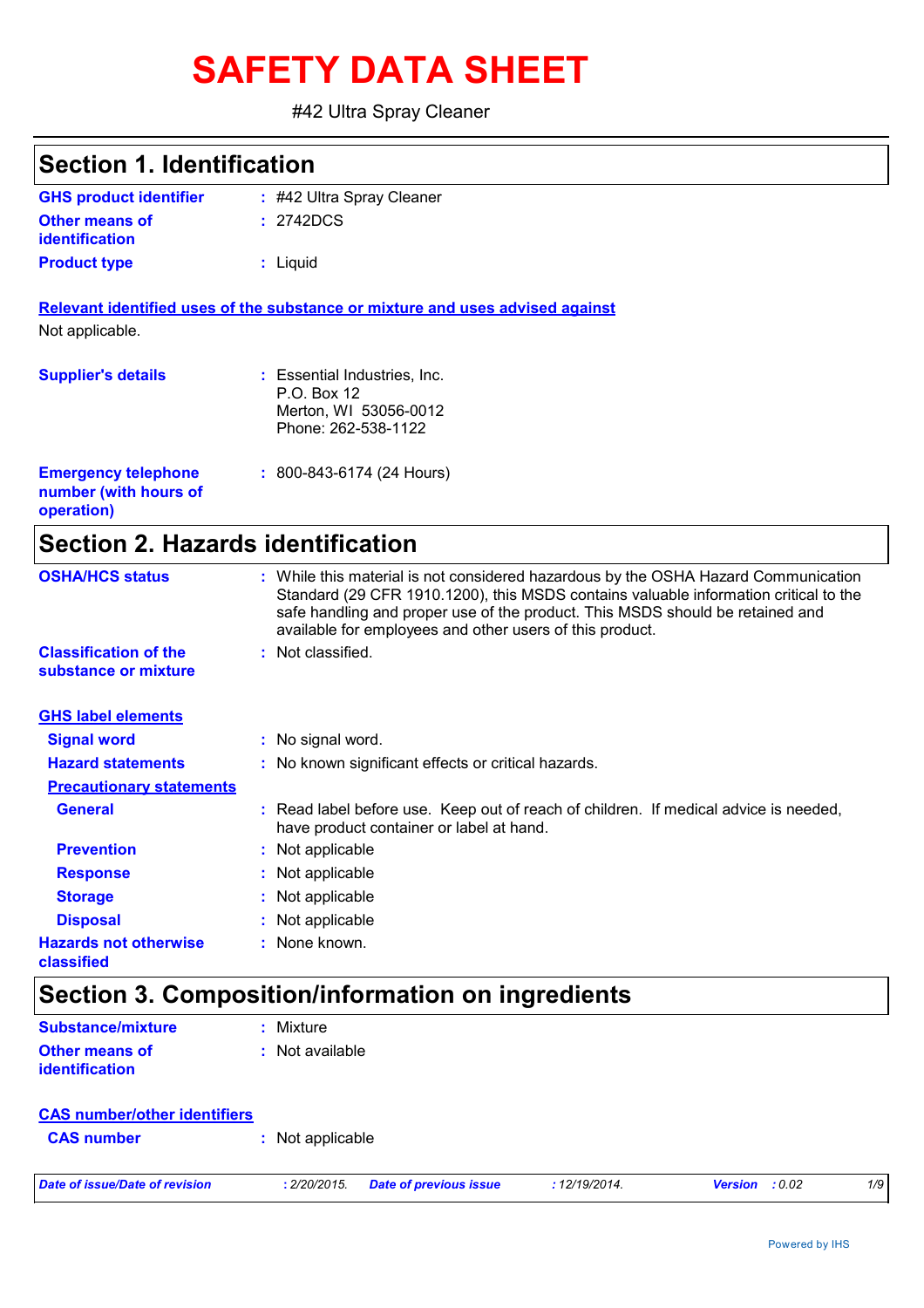# SAFETY DATA SHEET

#42 Ultra Spray Cleaner

## Section 1. Identification

**GHS product identifier** : #42 Ultra Spray Cleaner

**Other means of identification** : 2742DCS

**Product type** : Liquid

**Relevant identified uses of the substance or mixture and uses advised against**

Not applicable.

**Supplier's details** : Essential Industries, Inc.
P.O. Box 12
Merton, WI 53056-0012
Phone: 262-538-1122

**Emergency telephone number (with hours of operation)** : 800-843-6174 (24 Hours)

## Section 2. Hazards identification

**OSHA/HCS status** : While this material is not considered hazardous by the OSHA Hazard Communication Standard (29 CFR 1910.1200), this MSDS contains valuable information critical to the safe handling and proper use of the product. This MSDS should be retained and available for employees and other users of this product.

**Classification of the substance or mixture** : Not classified.

**GHS label elements**

**Signal word** : No signal word.

**Hazard statements** : No known significant effects or critical hazards.

**Precautionary statements**

**General** : Read label before use. Keep out of reach of children. If medical advice is needed, have product container or label at hand.

**Prevention** : Not applicable

**Response** : Not applicable

**Storage** : Not applicable

**Disposal** : Not applicable

**Hazards not otherwise classified** : None known.

## Section 3. Composition/information on ingredients

**Substance/mixture** : Mixture

**Other means of identification** : Not available

**CAS number/other identifiers**

**CAS number** : Not applicable

*Date of issue/Date of revision* : 2/20/2015. *Date of previous issue* : 12/19/2014. *Version* : 0.02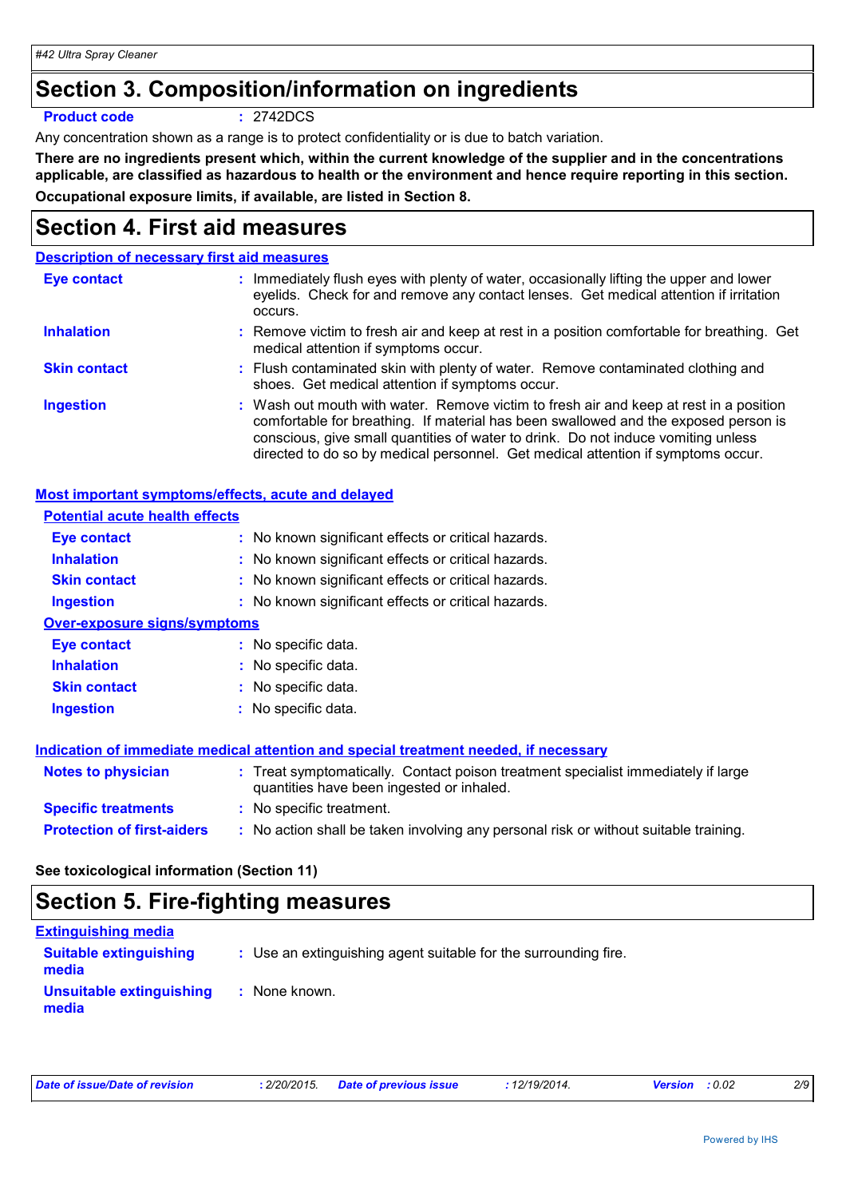## Section 3. Composition/information on ingredients

**Product code** : 2742DCS

Any concentration shown as a range is to protect confidentiality or is due to batch variation.

**There are no ingredients present which, within the current knowledge of the supplier and in the concentrations applicable, are classified as hazardous to health or the environment and hence require reporting in this section.**

**Occupational exposure limits, if available, are listed in Section 8.**

## Section 4. First aid measures

### Description of necessary first aid measures

**Eye contact** : Immediately flush eyes with plenty of water, occasionally lifting the upper and lower eyelids. Check for and remove any contact lenses. Get medical attention if irritation occurs.

**Inhalation** : Remove victim to fresh air and keep at rest in a position comfortable for breathing. Get medical attention if symptoms occur.

**Skin contact** : Flush contaminated skin with plenty of water. Remove contaminated clothing and shoes. Get medical attention if symptoms occur.

**Ingestion** : Wash out mouth with water. Remove victim to fresh air and keep at rest in a position comfortable for breathing. If material has been swallowed and the exposed person is conscious, give small quantities of water to drink. Do not induce vomiting unless directed to do so by medical personnel. Get medical attention if symptoms occur.

### Most important symptoms/effects, acute and delayed

#### Potential acute health effects

**Eye contact** : No known significant effects or critical hazards.

**Inhalation** : No known significant effects or critical hazards.

**Skin contact** : No known significant effects or critical hazards.

**Ingestion** : No known significant effects or critical hazards.

#### Over-exposure signs/symptoms

**Eye contact** : No specific data.

**Inhalation** : No specific data.

**Skin contact** : No specific data.

**Ingestion** : No specific data.

### Indication of immediate medical attention and special treatment needed, if necessary

**Notes to physician** : Treat symptomatically. Contact poison treatment specialist immediately if large quantities have been ingested or inhaled.

**Specific treatments** : No specific treatment.

**Protection of first-aiders** : No action shall be taken involving any personal risk or without suitable training.

**See toxicological information (Section 11)**

## Section 5. Fire-fighting measures

### Extinguishing media

**Suitable extinguishing media** : Use an extinguishing agent suitable for the surrounding fire.

**Unsuitable extinguishing media** : None known.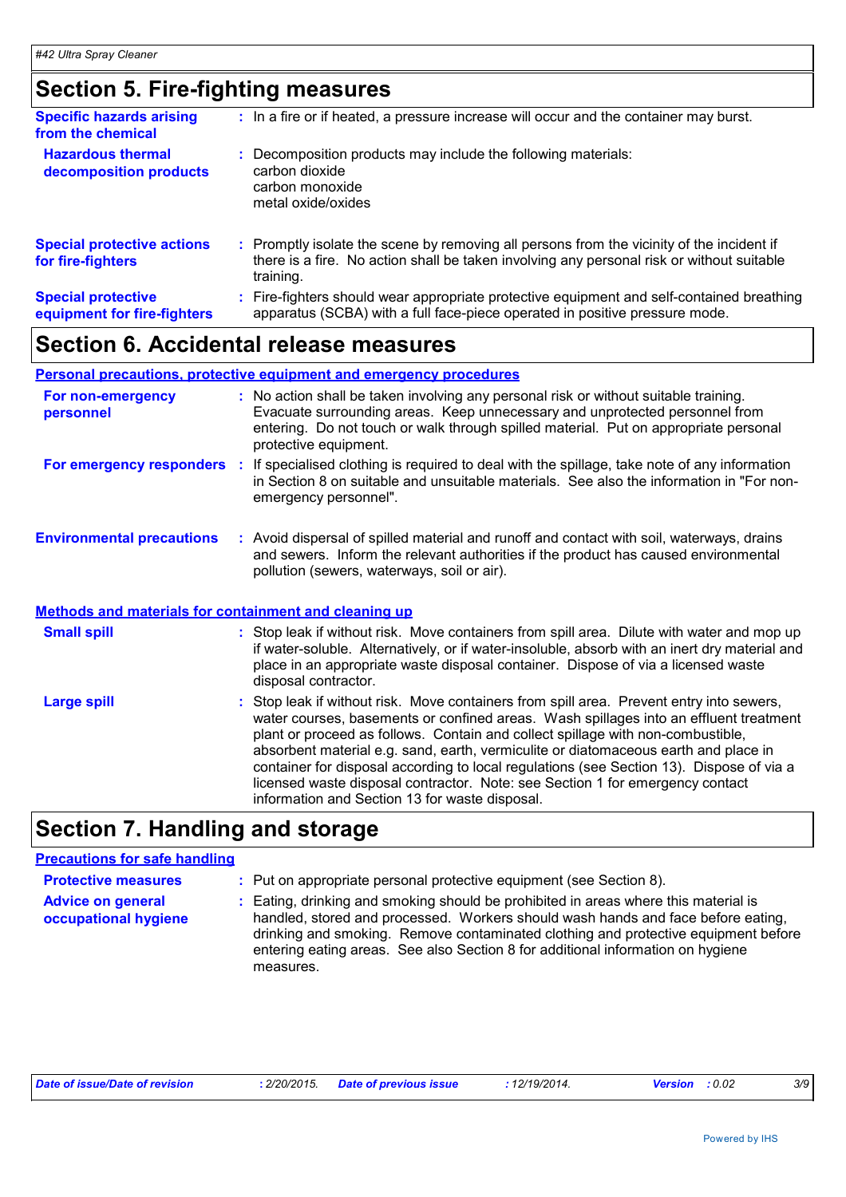## Section 5. Fire-fighting measures

**Specific hazards arising from the chemical** : In a fire or if heated, a pressure increase will occur and the container may burst.

**Hazardous thermal decomposition products** : Decomposition products may include the following materials:
carbon dioxide
carbon monoxide
metal oxide/oxides

**Special protective actions for fire-fighters** : Promptly isolate the scene by removing all persons from the vicinity of the incident if there is a fire. No action shall be taken involving any personal risk or without suitable training.

**Special protective equipment for fire-fighters** : Fire-fighters should wear appropriate protective equipment and self-contained breathing apparatus (SCBA) with a full face-piece operated in positive pressure mode.

## Section 6. Accidental release measures

### Personal precautions, protective equipment and emergency procedures

**For non-emergency personnel** : No action shall be taken involving any personal risk or without suitable training. Evacuate surrounding areas. Keep unnecessary and unprotected personnel from entering. Do not touch or walk through spilled material. Put on appropriate personal protective equipment.

**For emergency responders** : If specialised clothing is required to deal with the spillage, take note of any information in Section 8 on suitable and unsuitable materials. See also the information in "For non-emergency personnel".

**Environmental precautions** : Avoid dispersal of spilled material and runoff and contact with soil, waterways, drains and sewers. Inform the relevant authorities if the product has caused environmental pollution (sewers, waterways, soil or air).

### Methods and materials for containment and cleaning up

**Small spill** : Stop leak if without risk. Move containers from spill area. Dilute with water and mop up if water-soluble. Alternatively, or if water-insoluble, absorb with an inert dry material and place in an appropriate waste disposal container. Dispose of via a licensed waste disposal contractor.

**Large spill** : Stop leak if without risk. Move containers from spill area. Prevent entry into sewers, water courses, basements or confined areas. Wash spillages into an effluent treatment plant or proceed as follows. Contain and collect spillage with non-combustible, absorbent material e.g. sand, earth, vermiculite or diatomaceous earth and place in container for disposal according to local regulations (see Section 13). Dispose of via a licensed waste disposal contractor. Note: see Section 1 for emergency contact information and Section 13 for waste disposal.

## Section 7. Handling and storage

### Precautions for safe handling

**Protective measures** : Put on appropriate personal protective equipment (see Section 8).

**Advice on general occupational hygiene** : Eating, drinking and smoking should be prohibited in areas where this material is handled, stored and processed. Workers should wash hands and face before eating, drinking and smoking. Remove contaminated clothing and protective equipment before entering eating areas. See also Section 8 for additional information on hygiene measures.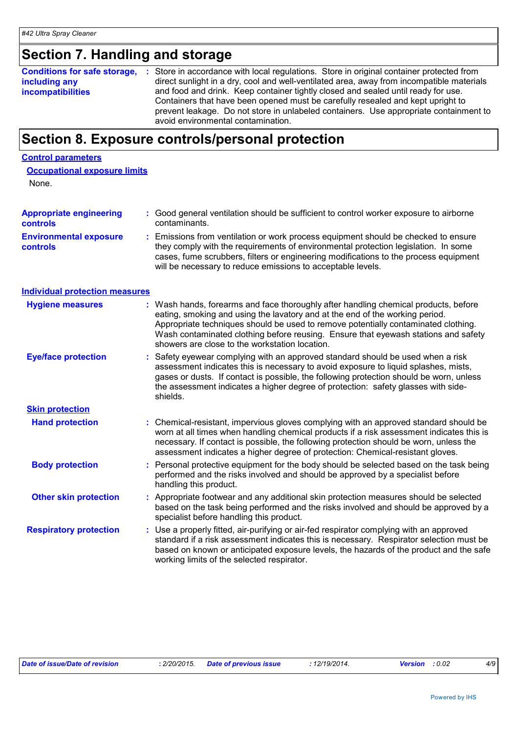## Section 7. Handling and storage

**Conditions for safe storage, including any incompatibilities** : Store in accordance with local regulations. Store in original container protected from direct sunlight in a dry, cool and well-ventilated area, away from incompatible materials and food and drink. Keep container tightly closed and sealed until ready for use. Containers that have been opened must be carefully resealed and kept upright to prevent leakage. Do not store in unlabeled containers. Use appropriate containment to avoid environmental contamination.

## Section 8. Exposure controls/personal protection

### Control parameters

#### Occupational exposure limits

None.

**Appropriate engineering controls** : Good general ventilation should be sufficient to control worker exposure to airborne contaminants.

**Environmental exposure controls** : Emissions from ventilation or work process equipment should be checked to ensure they comply with the requirements of environmental protection legislation. In some cases, fume scrubbers, filters or engineering modifications to the process equipment will be necessary to reduce emissions to acceptable levels.

### Individual protection measures

**Hygiene measures** : Wash hands, forearms and face thoroughly after handling chemical products, before eating, smoking and using the lavatory and at the end of the working period. Appropriate techniques should be used to remove potentially contaminated clothing. Wash contaminated clothing before reusing. Ensure that eyewash stations and safety showers are close to the workstation location.

**Eye/face protection** : Safety eyewear complying with an approved standard should be used when a risk assessment indicates this is necessary to avoid exposure to liquid splashes, mists, gases or dusts. If contact is possible, the following protection should be worn, unless the assessment indicates a higher degree of protection: safety glasses with side-shields.

#### Skin protection

**Hand protection** : Chemical-resistant, impervious gloves complying with an approved standard should be worn at all times when handling chemical products if a risk assessment indicates this is necessary. If contact is possible, the following protection should be worn, unless the assessment indicates a higher degree of protection: Chemical-resistant gloves.

**Body protection** : Personal protective equipment for the body should be selected based on the task being performed and the risks involved and should be approved by a specialist before handling this product.

**Other skin protection** : Appropriate footwear and any additional skin protection measures should be selected based on the task being performed and the risks involved and should be approved by a specialist before handling this product.

**Respiratory protection** : Use a properly fitted, air-purifying or air-fed respirator complying with an approved standard if a risk assessment indicates this is necessary. Respirator selection must be based on known or anticipated exposure levels, the hazards of the product and the safe working limits of the selected respirator.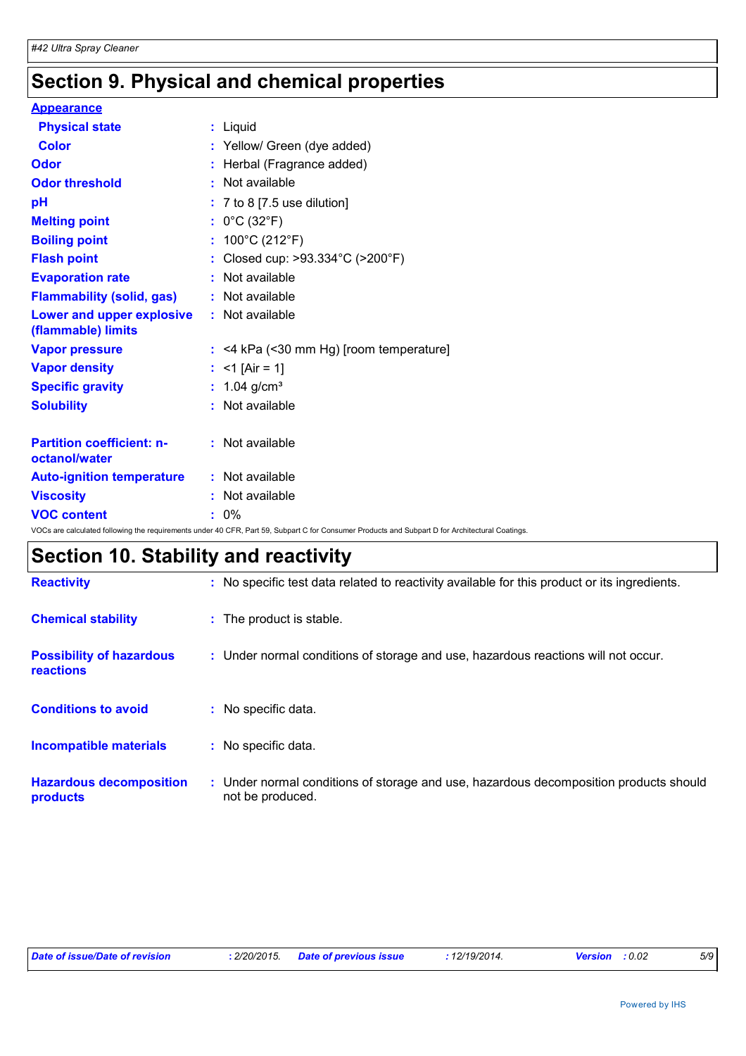# Section 9. Physical and chemical properties

**Appearance**

| | | |
|---|---|---|
| **Physical state** | : | Liquid |
| **Color** | : | Yellow/ Green (dye added) |
| **Odor** | : | Herbal (Fragrance added) |
| **Odor threshold** | : | Not available |
| **pH** | : | 7 to 8 [7.5 use dilution] |
| **Melting point** | : | 0°C (32°F) |
| **Boiling point** | : | 100°C (212°F) |
| **Flash point** | : | Closed cup: >93.334°C (>200°F) |
| **Evaporation rate** | : | Not available |
| **Flammability (solid, gas)** | : | Not available |
| **Lower and upper explosive (flammable) limits** | : | Not available |
| **Vapor pressure** | : | <4 kPa (<30 mm Hg) [room temperature] |
| **Vapor density** | : | <1 [Air = 1] |
| **Specific gravity** | : | 1.04 g/cm³ |
| **Solubility** | : | Not available |
| **Partition coefficient: n-octanol/water** | : | Not available |
| **Auto-ignition temperature** | : | Not available |
| **Viscosity** | : | Not available |
| **VOC content** | : | 0% |

VOCs are calculated following the requirements under 40 CFR, Part 59, Subpart C for Consumer Products and Subpart D for Architectural Coatings.

# Section 10. Stability and reactivity

| | | |
|---|---|---|
| **Reactivity** | : | No specific test data related to reactivity available for this product or its ingredients. |
| **Chemical stability** | : | The product is stable. |
| **Possibility of hazardous reactions** | : | Under normal conditions of storage and use, hazardous reactions will not occur. |
| **Conditions to avoid** | : | No specific data. |
| **Incompatible materials** | : | No specific data. |
| **Hazardous decomposition products** | : | Under normal conditions of storage and use, hazardous decomposition products should not be produced. |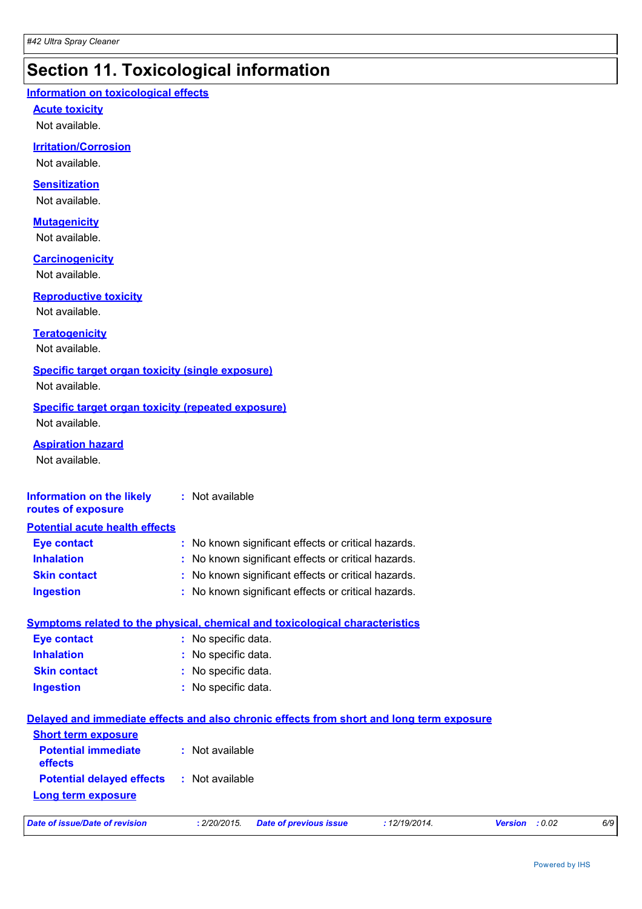# Section 11. Toxicological information

## Information on toxicological effects

### Acute toxicity

Not available.

### Irritation/Corrosion

Not available.

### Sensitization

Not available.

### Mutagenicity

Not available.

### Carcinogenicity

Not available.

### Reproductive toxicity

Not available.

### Teratogenicity

Not available.

### Specific target organ toxicity (single exposure)

Not available.

### Specific target organ toxicity (repeated exposure)

Not available.

### Aspiration hazard

Not available.

**Information on the likely routes of exposure** : Not available

## Potential acute health effects

**Eye contact** : No known significant effects or critical hazards.

**Inhalation** : No known significant effects or critical hazards.

**Skin contact** : No known significant effects or critical hazards.

**Ingestion** : No known significant effects or critical hazards.

## Symptoms related to the physical, chemical and toxicological characteristics

**Eye contact** : No specific data.

**Inhalation** : No specific data.

**Skin contact** : No specific data.

**Ingestion** : No specific data.

## Delayed and immediate effects and also chronic effects from short and long term exposure

### Short term exposure

**Potential immediate effects** : Not available

**Potential delayed effects** : Not available

### Long term exposure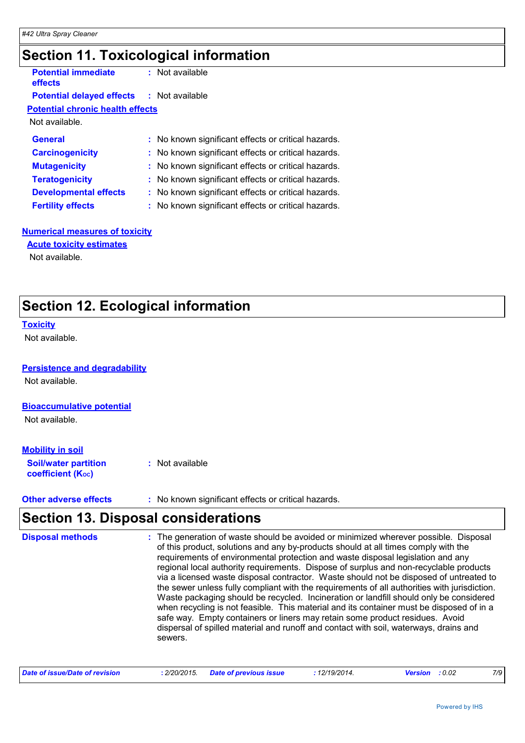## Section 11. Toxicological information

**Potential immediate effects** : Not available

**Potential delayed effects** : Not available

**Potential chronic health effects**

Not available.

| | |
|---|---|
| **General** | : No known significant effects or critical hazards. |
| **Carcinogenicity** | : No known significant effects or critical hazards. |
| **Mutagenicity** | : No known significant effects or critical hazards. |
| **Teratogenicity** | : No known significant effects or critical hazards. |
| **Developmental effects** | : No known significant effects or critical hazards. |
| **Fertility effects** | : No known significant effects or critical hazards. |

**Numerical measures of toxicity**

**Acute toxicity estimates**

Not available.

## Section 12. Ecological information

**Toxicity**

Not available.

**Persistence and degradability**

Not available.

**Bioaccumulative potential**

Not available.

**Mobility in soil**

**Soil/water partition coefficient ($K_{OC}$)** : Not available

**Other adverse effects** : No known significant effects or critical hazards.

## Section 13. Disposal considerations

**Disposal methods** : The generation of waste should be avoided or minimized wherever possible. Disposal of this product, solutions and any by-products should at all times comply with the requirements of environmental protection and waste disposal legislation and any regional local authority requirements. Dispose of surplus and non-recyclable products via a licensed waste disposal contractor. Waste should not be disposed of untreated to the sewer unless fully compliant with the requirements of all authorities with jurisdiction. Waste packaging should be recycled. Incineration or landfill should only be considered when recycling is not feasible. This material and its container must be disposed of in a safe way. Empty containers or liners may retain some product residues. Avoid dispersal of spilled material and runoff and contact with soil, waterways, drains and sewers.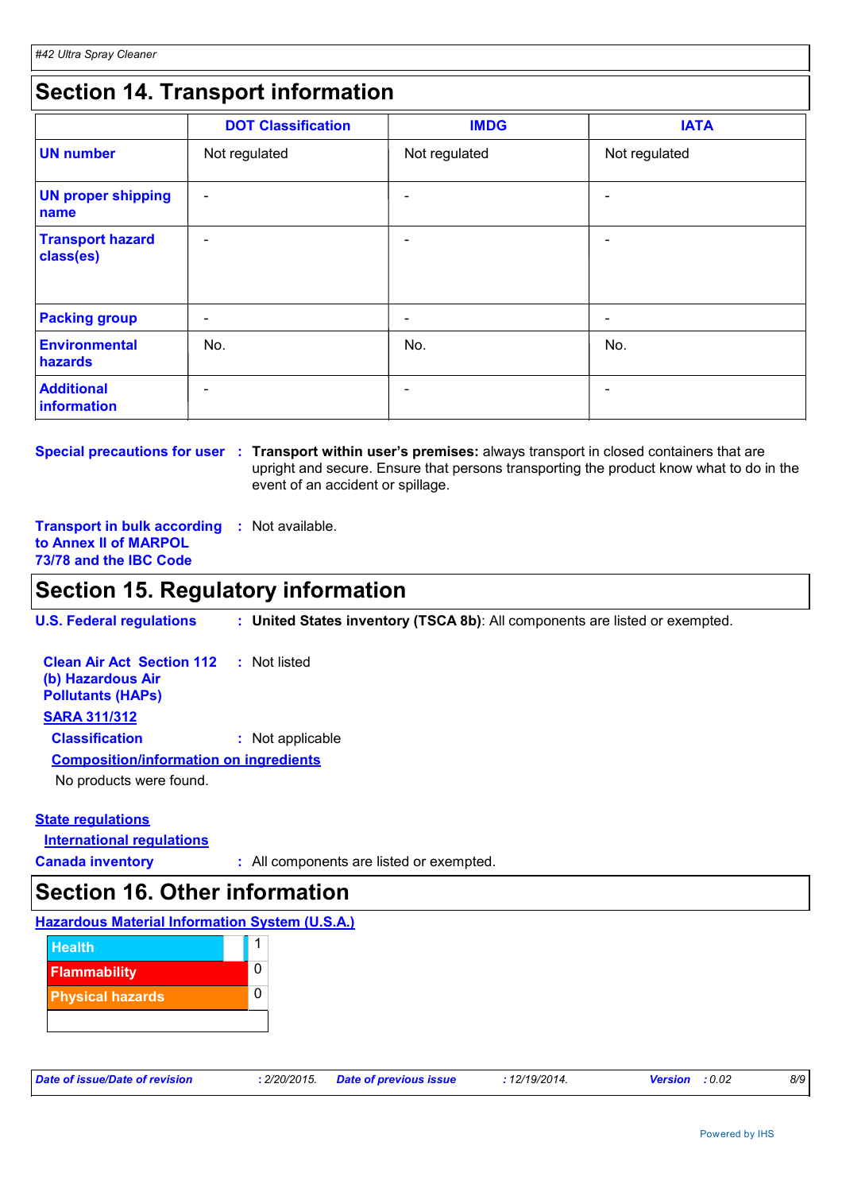## Section 14. Transport information

| | DOT Classification | IMDG | IATA |
|---|---|---|---|
| **UN number** | Not regulated | Not regulated | Not regulated |
| **UN proper shipping name** | - | - | - |
| **Transport hazard class(es)** | - | - | - |
| **Packing group** | - | - | - |
| **Environmental hazards** | No. | No. | No. |
| **Additional information** | - | - | - |

**Special precautions for user** : **Transport within user's premises:** always transport in closed containers that are upright and secure. Ensure that persons transporting the product know what to do in the event of an accident or spillage.

**Transport in bulk according to Annex II of MARPOL 73/78 and the IBC Code** : Not available.

## Section 15. Regulatory information

**U.S. Federal regulations** : **United States inventory (TSCA 8b)**: All components are listed or exempted.

**Clean Air Act Section 112 (b) Hazardous Air Pollutants (HAPs)** : Not listed

**SARA 311/312**

**Classification** : Not applicable

**Composition/information on ingredients**

No products were found.

**State regulations**

**International regulations**

**Canada inventory** : All components are listed or exempted.

## Section 16. Other information

**Hazardous Material Information System (U.S.A.)**

| | |
|---|---|
| Health | 1 |
| Flammability | 0 |
| Physical hazards | 0 |

*Date of issue/Date of revision* : 2/20/2015. *Date of previous issue* : 12/19/2014. *Version* : 0.02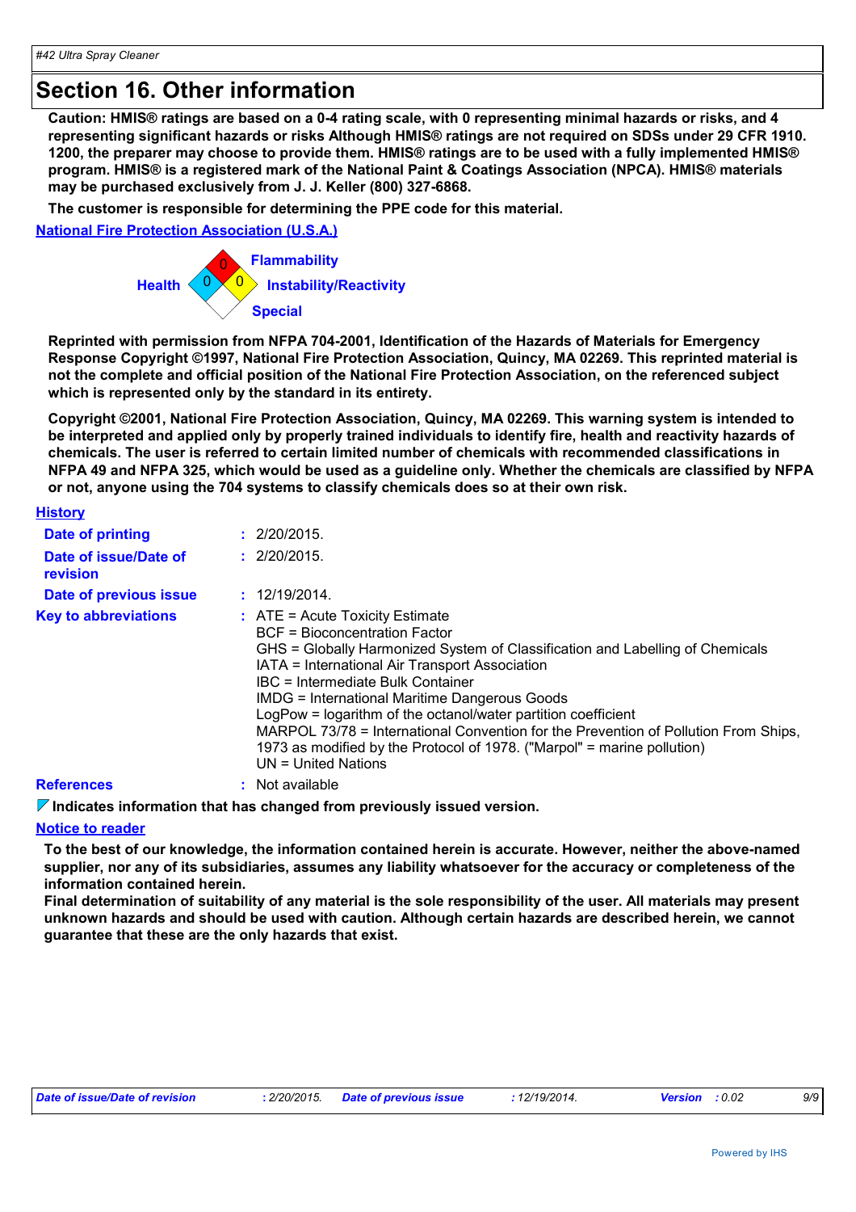## Section 16. Other information

**Caution: HMIS® ratings are based on a 0-4 rating scale, with 0 representing minimal hazards or risks, and 4 representing significant hazards or risks Although HMIS® ratings are not required on SDSs under 29 CFR 1910. 1200, the preparer may choose to provide them. HMIS® ratings are to be used with a fully implemented HMIS® program. HMIS® is a registered mark of the National Paint & Coatings Association (NPCA). HMIS® materials may be purchased exclusively from J. J. Keller (800) 327-6868.**

**The customer is responsible for determining the PPE code for this material.**

**National Fire Protection Association (U.S.A.)**

Flammability: 0
Health: 0
Instability/Reactivity: 0
Special

**Reprinted with permission from NFPA 704-2001, Identification of the Hazards of Materials for Emergency Response Copyright ©1997, National Fire Protection Association, Quincy, MA 02269. This reprinted material is not the complete and official position of the National Fire Protection Association, on the referenced subject which is represented only by the standard in its entirety.**

**Copyright ©2001, National Fire Protection Association, Quincy, MA 02269. This warning system is intended to be interpreted and applied only by properly trained individuals to identify fire, health and reactivity hazards of chemicals. The user is referred to certain limited number of chemicals with recommended classifications in NFPA 49 and NFPA 325, which would be used as a guideline only. Whether the chemicals are classified by NFPA or not, anyone using the 704 systems to classify chemicals does so at their own risk.**

**History**

| | |
|---|---|
| **Date of printing** | : 2/20/2015. |
| **Date of issue/Date of revision** | : 2/20/2015. |
| **Date of previous issue** | : 12/19/2014. |
| **Key to abbreviations** | : ATE = Acute Toxicity Estimate<br>BCF = Bioconcentration Factor<br>GHS = Globally Harmonized System of Classification and Labelling of Chemicals<br>IATA = International Air Transport Association<br>IBC = Intermediate Bulk Container<br>IMDG = International Maritime Dangerous Goods<br>LogPow = logarithm of the octanol/water partition coefficient<br>MARPOL 73/78 = International Convention for the Prevention of Pollution From Ships, 1973 as modified by the Protocol of 1978. ("Marpol" = marine pollution)<br>UN = United Nations |
| **References** | : Not available |

**Indicates information that has changed from previously issued version.**

**Notice to reader**

**To the best of our knowledge, the information contained herein is accurate. However, neither the above-named supplier, nor any of its subsidiaries, assumes any liability whatsoever for the accuracy or completeness of the information contained herein.**
**Final determination of suitability of any material is the sole responsibility of the user. All materials may present unknown hazards and should be used with caution. Although certain hazards are described herein, we cannot guarantee that these are the only hazards that exist.**